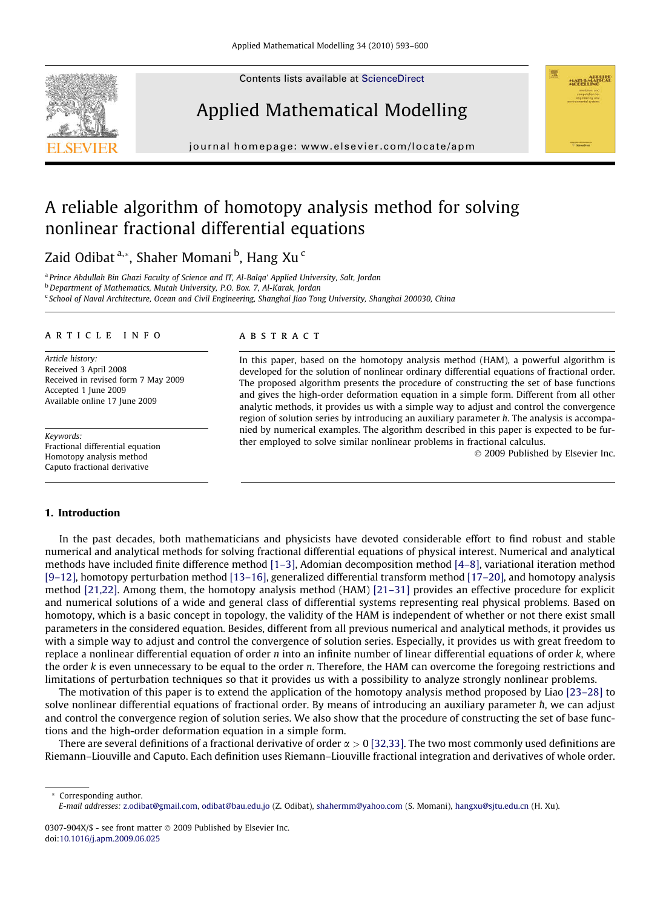Contents lists available at ScienceDirect

Applied Mathematical Modelling

journal homepage: www.elsevier.com/locate/apm

# A reliable algorithm of homotopy analysis method for solving nonlinear fractional differential equations

Zaid Odibat [a,*], Shaher Momani [b], Hang Xu [c]

[a] Prince Abdullah Bin Ghazi Faculty of Science and IT, Al-Balqa' Applied University, Salt, Jordan
[b] Department of Mathematics, Mutah University, P.O. Box. 7, Al-Karak, Jordan
[c] School of Naval Architecture, Ocean and Civil Engineering, Shanghai Jiao Tong University, Shanghai 200030, China

## ARTICLE INFO

*Article history:*
Received 3 April 2008
Received in revised form 7 May 2009
Accepted 1 June 2009
Available online 17 June 2009

*Keywords:*
Fractional differential equation
Homotopy analysis method
Caputo fractional derivative

## ABSTRACT

In this paper, based on the homotopy analysis method (HAM), a powerful algorithm is developed for the solution of nonlinear ordinary differential equations of fractional order. The proposed algorithm presents the procedure of constructing the set of base functions and gives the high-order deformation equation in a simple form. Different from all other analytic methods, it provides us with a simple way to adjust and control the convergence region of solution series by introducing an auxiliary parameter $\hbar$. The analysis is accompanied by numerical examples. The algorithm described in this paper is expected to be further employed to solve similar nonlinear problems in fractional calculus.

© 2009 Published by Elsevier Inc.

## 1. Introduction

In the past decades, both mathematicians and physicists have devoted considerable effort to find robust and stable numerical and analytical methods for solving fractional differential equations of physical interest. Numerical and analytical methods have included finite difference method [1–3], Adomian decomposition method [4–8], variational iteration method [9–12], homotopy perturbation method [13–16], generalized differential transform method [17–20], and homotopy analysis method [21,22]. Among them, the homotopy analysis method (HAM) [21–31] provides an effective procedure for explicit and numerical solutions of a wide and general class of differential systems representing real physical problems. Based on homotopy, which is a basic concept in topology, the validity of the HAM is independent of whether or not there exist small parameters in the considered equation. Besides, different from all previous numerical and analytical methods, it provides us with a simple way to adjust and control the convergence of solution series. Especially, it provides us with great freedom to replace a nonlinear differential equation of order $n$ into an infinite number of linear differential equations of order $k$, where the order $k$ is even unnecessary to be equal to the order $n$. Therefore, the HAM can overcome the foregoing restrictions and limitations of perturbation techniques so that it provides us with a possibility to analyze strongly nonlinear problems.

The motivation of this paper is to extend the application of the homotopy analysis method proposed by Liao [23–28] to solve nonlinear differential equations of fractional order. By means of introducing an auxiliary parameter $\hbar$, we can adjust and control the convergence region of solution series. We also show that the procedure of constructing the set of base functions and the high-order deformation equation in a simple form.

There are several definitions of a fractional derivative of order $\alpha > 0$ [32,33]. The two most commonly used definitions are Riemann–Liouville and Caputo. Each definition uses Riemann–Liouville fractional integration and derivatives of whole order.

* Corresponding author.
*E-mail addresses:* z.odibat@gmail.com, odibat@bau.edu.jo (Z. Odibat), shahermm@yahoo.com (S. Momani), hangxu@sjtu.edu.cn (H. Xu).

0307-904X/$ - see front matter © 2009 Published by Elsevier Inc.
doi:10.1016/j.apm.2009.06.025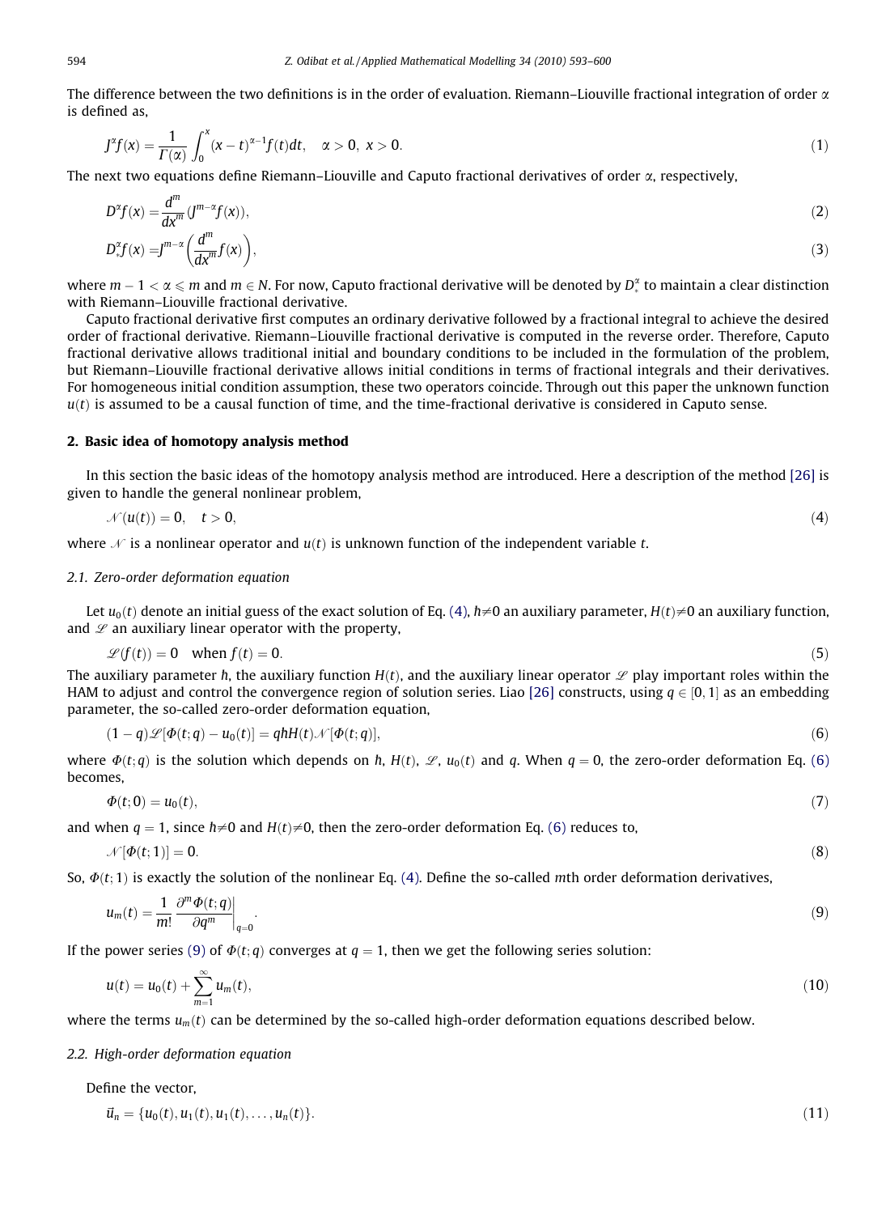The difference between the two definitions is in the order of evaluation. Riemann–Liouville fractional integration of order $\alpha$ is defined as,

$$J^{\alpha}f(x) = \frac{1}{\Gamma(\alpha)}\int_0^x (x-t)^{\alpha-1}f(t)dt, \quad \alpha > 0,\ x > 0. \tag{1}$$

The next two equations define Riemann–Liouville and Caputo fractional derivatives of order $\alpha$, respectively,

$$D^{\alpha}f(x) = \frac{d^m}{dx^m}(J^{m-\alpha}f(x)), \tag{2}$$

$$D_*^{\alpha}f(x) = J^{m-\alpha}\left(\frac{d^m}{dx^m}f(x)\right), \tag{3}$$

where $m-1 < \alpha \leqslant m$ and $m \in N$. For now, Caputo fractional derivative will be denoted by $D_*^{\alpha}$ to maintain a clear distinction with Riemann–Liouville fractional derivative.

Caputo fractional derivative first computes an ordinary derivative followed by a fractional integral to achieve the desired order of fractional derivative. Riemann–Liouville fractional derivative is computed in the reverse order. Therefore, Caputo fractional derivative allows traditional initial and boundary conditions to be included in the formulation of the problem, but Riemann–Liouville fractional derivative allows initial conditions in terms of fractional integrals and their derivatives. For homogeneous initial condition assumption, these two operators coincide. Through out this paper the unknown function $u(t)$ is assumed to be a causal function of time, and the time-fractional derivative is considered in Caputo sense.

## 2. Basic idea of homotopy analysis method

In this section the basic ideas of the homotopy analysis method are introduced. Here a description of the method [26] is given to handle the general nonlinear problem,

$$\mathcal{N}(u(t)) = 0, \quad t > 0, \tag{4}$$

where $\mathcal{N}$ is a nonlinear operator and $u(t)$ is unknown function of the independent variable $t$.

### 2.1. Zero-order deformation equation

Let $u_0(t)$ denote an initial guess of the exact solution of Eq. (4), $\hbar \neq 0$ an auxiliary parameter, $H(t) \neq 0$ an auxiliary function, and $\mathcal{L}$ an auxiliary linear operator with the property,

$$\mathcal{L}(f(t)) = 0 \quad \text{when } f(t) = 0. \tag{5}$$

The auxiliary parameter $\hbar$, the auxiliary function $H(t)$, and the auxiliary linear operator $\mathcal{L}$ play important roles within the HAM to adjust and control the convergence region of solution series. Liao [26] constructs, using $q \in [0,1]$ as an embedding parameter, the so-called zero-order deformation equation,

$$(1-q)\mathcal{L}[\Phi(t;q) - u_0(t)] = q\hbar H(t)\mathcal{N}[\Phi(t;q)], \tag{6}$$

where $\Phi(t;q)$ is the solution which depends on $\hbar$, $H(t)$, $\mathcal{L}$, $u_0(t)$ and $q$. When $q = 0$, the zero-order deformation Eq. (6) becomes,

$$\Phi(t;0) = u_0(t), \tag{7}$$

and when $q = 1$, since $\hbar \neq 0$ and $H(t) \neq 0$, then the zero-order deformation Eq. (6) reduces to,

$$\mathcal{N}[\Phi(t;1)] = 0. \tag{8}$$

So, $\Phi(t;1)$ is exactly the solution of the nonlinear Eq. (4). Define the so-called $m$th order deformation derivatives,

$$u_m(t) = \frac{1}{m!}\frac{\partial^m \Phi(t;q)}{\partial q^m}\bigg|_{q=0}. \tag{9}$$

If the power series (9) of $\Phi(t;q)$ converges at $q = 1$, then we get the following series solution:

$$u(t) = u_0(t) + \sum_{m=1}^{\infty} u_m(t), \tag{10}$$

where the terms $u_m(t)$ can be determined by the so-called high-order deformation equations described below.

### 2.2. High-order deformation equation

Define the vector,

$$\vec{u}_n = \{u_0(t), u_1(t), u_1(t), \ldots, u_n(t)\}. \tag{11}$$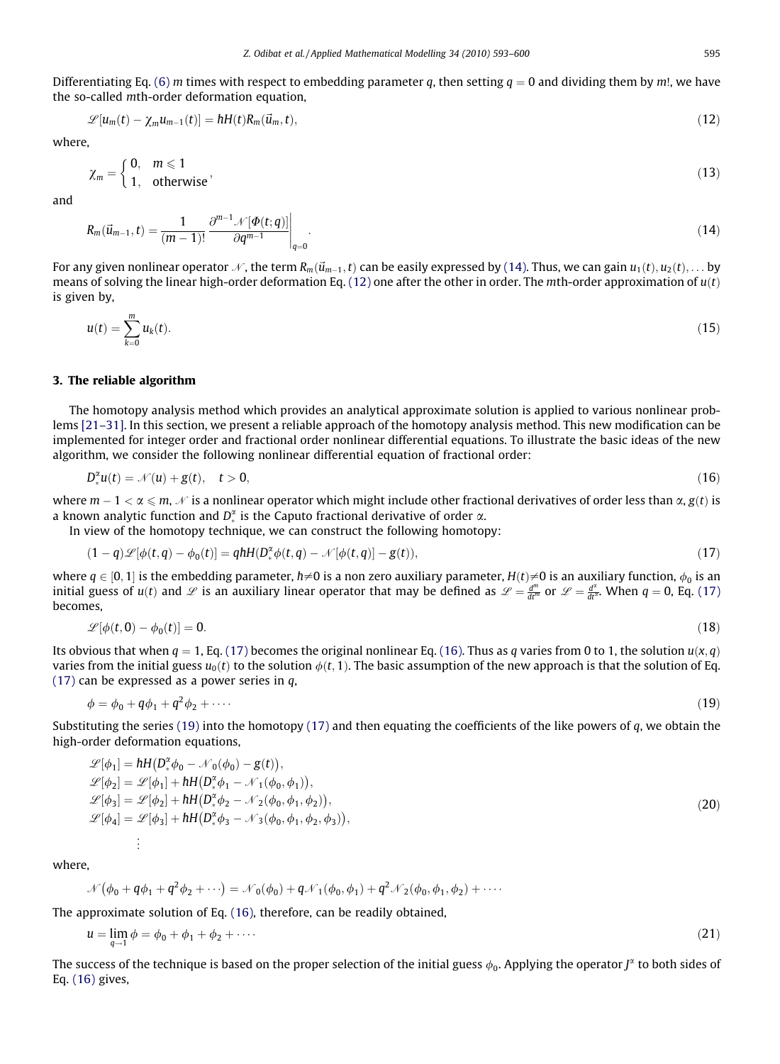Differentiating Eq. (6) $m$ times with respect to embedding parameter $q$, then setting $q = 0$ and dividing them by $m!$, we have the so-called $m$th-order deformation equation,

$$\mathscr{L}[u_m(t) - \chi_m u_{m-1}(t)] = \hbar H(t) R_m(\vec{u}_m, t), \tag{12}$$

where,

$$\chi_m = \begin{cases} 0, & m \leqslant 1 \\ 1, & \text{otherwise} \end{cases}, \tag{13}$$

and

$$R_m(\vec{u}_{m-1}, t) = \frac{1}{(m-1)!} \left. \frac{\partial^{m-1} \mathscr{N}[\Phi(t;q)]}{\partial q^{m-1}} \right|_{q=0}. \tag{14}$$

For any given nonlinear operator $\mathscr{N}$, the term $R_m(\vec{u}_{m-1}, t)$ can be easily expressed by (14). Thus, we can gain $u_1(t), u_2(t), \ldots$ by means of solving the linear high-order deformation Eq. (12) one after the other in order. The $m$th-order approximation of $u(t)$ is given by,

$$u(t) = \sum_{k=0}^{m} u_k(t). \tag{15}$$

## 3. The reliable algorithm

The homotopy analysis method which provides an analytical approximate solution is applied to various nonlinear problems [21–31]. In this section, we present a reliable approach of the homotopy analysis method. This new modification can be implemented for integer order and fractional order nonlinear differential equations. To illustrate the basic ideas of the new algorithm, we consider the following nonlinear differential equation of fractional order:

$$D_*^{\alpha} u(t) = \mathscr{N}(u) + g(t), \quad t > 0, \tag{16}$$

where $m - 1 < \alpha \leqslant m$, $\mathscr{N}$ is a nonlinear operator which might include other fractional derivatives of order less than $\alpha$, $g(t)$ is a known analytic function and $D_*^{\alpha}$ is the Caputo fractional derivative of order $\alpha$.

In view of the homotopy technique, we can construct the following homotopy:

$$(1 - q)\mathscr{L}[\phi(t, q) - \phi_0(t)] = q\hbar H(D_*^{\alpha}\phi(t, q) - \mathscr{N}[\phi(t, q)] - g(t)), \tag{17}$$

where $q \in [0, 1]$ is the embedding parameter, $\hbar \neq 0$ is a non zero auxiliary parameter, $H(t) \neq 0$ is an auxiliary function, $\phi_0$ is an initial guess of $u(t)$ and $\mathscr{L}$ is an auxiliary linear operator that may be defined as $\mathscr{L} = \frac{d^m}{dt^m}$ or $\mathscr{L} = \frac{d^{\alpha}}{dt^{\alpha}}$. When $q = 0$, Eq. (17) becomes,

$$\mathscr{L}[\phi(t, 0) - \phi_0(t)] = 0. \tag{18}$$

Its obvious that when $q = 1$, Eq. (17) becomes the original nonlinear Eq. (16). Thus as $q$ varies from 0 to 1, the solution $u(x, q)$ varies from the initial guess $u_0(t)$ to the solution $\phi(t, 1)$. The basic assumption of the new approach is that the solution of Eq. (17) can be expressed as a power series in $q$,

$$\phi = \phi_0 + q\phi_1 + q^2\phi_2 + \cdots. \tag{19}$$

Substituting the series (19) into the homotopy (17) and then equating the coefficients of the like powers of $q$, we obtain the high-order deformation equations,

$$\begin{aligned}
\mathscr{L}[\phi_1] &= \hbar H\big(D_*^{\alpha}\phi_0 - \mathscr{N}_0(\phi_0) - g(t)\big), \\
\mathscr{L}[\phi_2] &= \mathscr{L}[\phi_1] + \hbar H\big(D_*^{\alpha}\phi_1 - \mathscr{N}_1(\phi_0, \phi_1)\big), \\
\mathscr{L}[\phi_3] &= \mathscr{L}[\phi_2] + \hbar H\big(D_*^{\alpha}\phi_2 - \mathscr{N}_2(\phi_0, \phi_1, \phi_2)\big), \\
\mathscr{L}[\phi_4] &= \mathscr{L}[\phi_3] + \hbar H\big(D_*^{\alpha}\phi_3 - \mathscr{N}_3(\phi_0, \phi_1, \phi_2, \phi_3)\big), \\
&\vdots
\end{aligned} \tag{20}$$

where,

$$\mathscr{N}\big(\phi_0 + q\phi_1 + q^2\phi_2 + \cdots\big) = \mathscr{N}_0(\phi_0) + q\mathscr{N}_1(\phi_0, \phi_1) + q^2\mathscr{N}_2(\phi_0, \phi_1, \phi_2) + \cdots.$$

The approximate solution of Eq. (16), therefore, can be readily obtained,

$$u = \lim_{q \to 1} \phi = \phi_0 + \phi_1 + \phi_2 + \cdots. \tag{21}$$

The success of the technique is based on the proper selection of the initial guess $\phi_0$. Applying the operator $J^{\alpha}$ to both sides of Eq. (16) gives,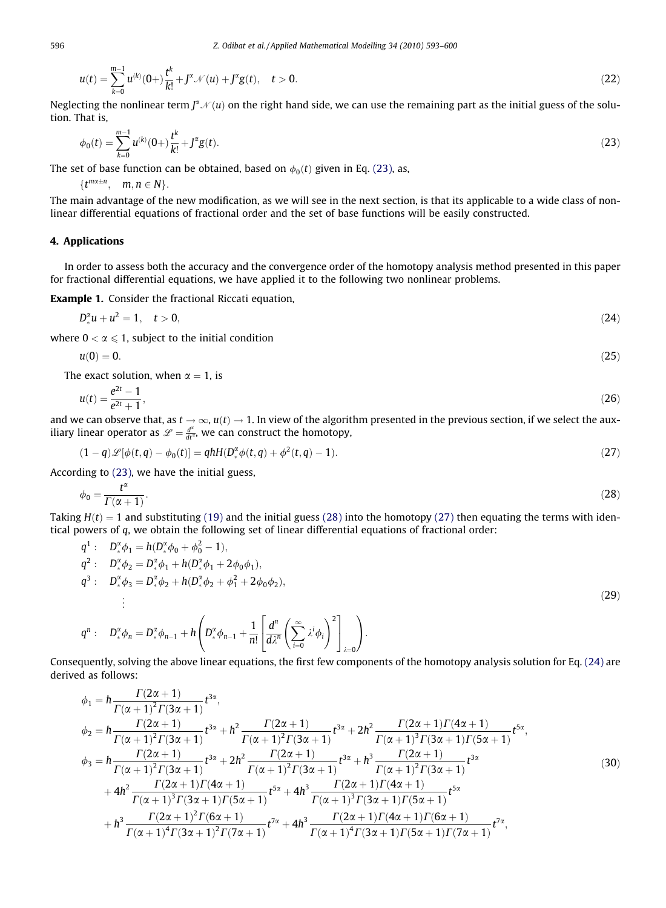$$u(t) = \sum_{k=0}^{m-1} u^{(k)}(0+)\frac{t^k}{k!} + J^\alpha \mathcal{N}(u) + J^\alpha g(t), \quad t > 0. \tag{22}$$

Neglecting the nonlinear term $J^\alpha \mathcal{N}(u)$ on the right hand side, we can use the remaining part as the initial guess of the solution. That is,

$$\phi_0(t) = \sum_{k=0}^{m-1} u^{(k)}(0+)\frac{t^k}{k!} + J^\alpha g(t). \tag{23}$$

The set of base function can be obtained, based on $\phi_0(t)$ given in Eq. (23), as,

$$\{t^{m\alpha \pm n}, \quad m, n \in N\}.$$

The main advantage of the new modification, as we will see in the next section, is that its applicable to a wide class of nonlinear differential equations of fractional order and the set of base functions will be easily constructed.

## 4. Applications

In order to assess both the accuracy and the convergence order of the homotopy analysis method presented in this paper for fractional differential equations, we have applied it to the following two nonlinear problems.

**Example 1.** Consider the fractional Riccati equation,

$$D_*^\alpha u + u^2 = 1, \quad t > 0, \tag{24}$$

where $0 < \alpha \leqslant 1$, subject to the initial condition

$$u(0) = 0. \tag{25}$$

The exact solution, when $\alpha = 1$, is

$$u(t) = \frac{e^{2t} - 1}{e^{2t} + 1}, \tag{26}$$

and we can observe that, as $t \to \infty$, $u(t) \to 1$. In view of the algorithm presented in the previous section, if we select the auxiliary linear operator as $\mathcal{L} = \frac{d^\alpha}{dt^\alpha}$, we can construct the homotopy,

$$(1 - q)\mathcal{L}[\phi(t, q) - \phi_0(t)] = qhH(D_*^\alpha \phi(t, q) + \phi^2(t, q) - 1). \tag{27}$$

According to (23), we have the initial guess,

$$\phi_0 = \frac{t^\alpha}{\Gamma(\alpha + 1)}. \tag{28}$$

Taking $H(t) = 1$ and substituting (19) and the initial guess (28) into the homotopy (27) then equating the terms with identical powers of $q$, we obtain the following set of linear differential equations of fractional order:

$$
\begin{aligned}
q^1 &: \quad D_*^\alpha \phi_1 = h(D_*^\alpha \phi_0 + \phi_0^2 - 1), \\
q^2 &: \quad D_*^\alpha \phi_2 = D_*^\alpha \phi_1 + h(D_*^\alpha \phi_1 + 2\phi_0\phi_1), \\
q^3 &: \quad D_*^\alpha \phi_3 = D_*^\alpha \phi_2 + h(D_*^\alpha \phi_2 + \phi_1^2 + 2\phi_0\phi_2), \\
&\quad \vdots \\
q^n &: \quad D_*^\alpha \phi_n = D_*^\alpha \phi_{n-1} + h\left(D_*^\alpha \phi_{n-1} + \frac{1}{n!}\left[\frac{d^n}{d\lambda^n}\left(\sum_{i=0}^\infty \lambda^i \phi_i\right)^2\right]_{\lambda=0}\right).
\end{aligned}
\tag{29}
$$

Consequently, solving the above linear equations, the first few components of the homotopy analysis solution for Eq. (24) are derived as follows:

$$
\begin{aligned}
\phi_1 &= h\frac{\Gamma(2\alpha+1)}{\Gamma(\alpha+1)^2\Gamma(3\alpha+1)}t^{3\alpha}, \\
\phi_2 &= h\frac{\Gamma(2\alpha+1)}{\Gamma(\alpha+1)^2\Gamma(3\alpha+1)}t^{3\alpha} + h^2\frac{\Gamma(2\alpha+1)}{\Gamma(\alpha+1)^2\Gamma(3\alpha+1)}t^{3\alpha} + 2h^2\frac{\Gamma(2\alpha+1)\Gamma(4\alpha+1)}{\Gamma(\alpha+1)^3\Gamma(3\alpha+1)\Gamma(5\alpha+1)}t^{5\alpha}, \\
\phi_3 &= h\frac{\Gamma(2\alpha+1)}{\Gamma(\alpha+1)^2\Gamma(3\alpha+1)}t^{3\alpha} + 2h^2\frac{\Gamma(2\alpha+1)}{\Gamma(\alpha+1)^2\Gamma(3\alpha+1)}t^{3\alpha} + h^3\frac{\Gamma(2\alpha+1)}{\Gamma(\alpha+1)^2\Gamma(3\alpha+1)}t^{3\alpha} \\
&\quad + 4h^2\frac{\Gamma(2\alpha+1)\Gamma(4\alpha+1)}{\Gamma(\alpha+1)^3\Gamma(3\alpha+1)\Gamma(5\alpha+1)}t^{5\alpha} + 4h^3\frac{\Gamma(2\alpha+1)\Gamma(4\alpha+1)}{\Gamma(\alpha+1)^3\Gamma(3\alpha+1)\Gamma(5\alpha+1)}t^{5\alpha} \\
&\quad + h^3\frac{\Gamma(2\alpha+1)^2\Gamma(6\alpha+1)}{\Gamma(\alpha+1)^4\Gamma(3\alpha+1)^2\Gamma(7\alpha+1)}t^{7\alpha} + 4h^3\frac{\Gamma(2\alpha+1)\Gamma(4\alpha+1)\Gamma(6\alpha+1)}{\Gamma(\alpha+1)^4\Gamma(3\alpha+1)\Gamma(5\alpha+1)\Gamma(7\alpha+1)}t^{7\alpha},
\end{aligned}
\tag{30}
$$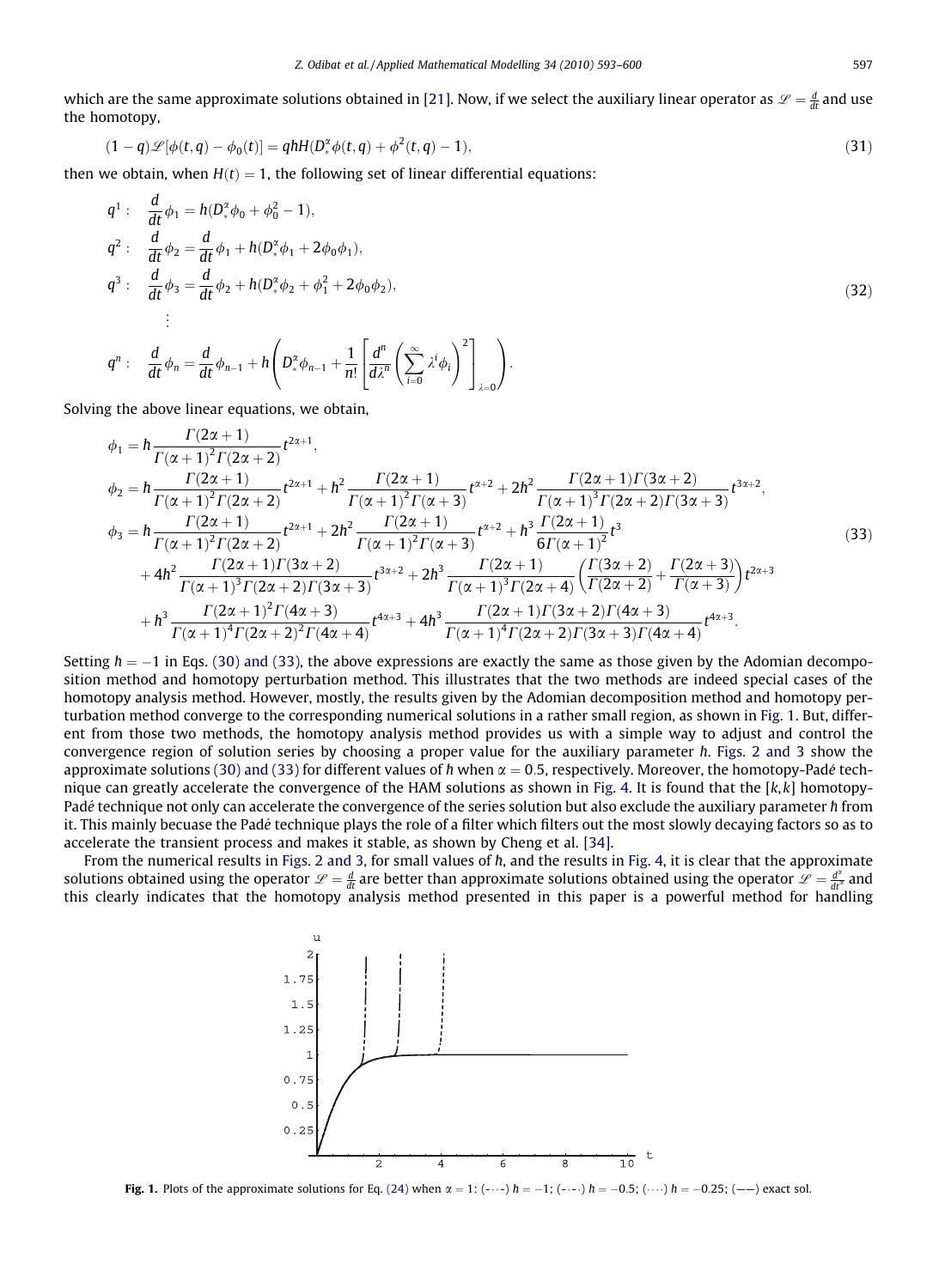which are the same approximate solutions obtained in [21]. Now, if we select the auxiliary linear operator as $\mathscr{L} = \frac{d}{dt}$ and use the homotopy,

$$(1-q)\mathscr{L}[\phi(t,q) - \phi_0(t)] = qhH(D_*^\alpha \phi(t,q) + \phi^2(t,q) - 1), \tag{31}$$

then we obtain, when $H(t) = 1$, the following set of linear differential equations:

$$
\begin{aligned}
q^1: &\quad \frac{d}{dt}\phi_1 = h(D_*^\alpha \phi_0 + \phi_0^2 - 1),\\
q^2: &\quad \frac{d}{dt}\phi_2 = \frac{d}{dt}\phi_1 + h(D_*^\alpha \phi_1 + 2\phi_0\phi_1),\\
q^3: &\quad \frac{d}{dt}\phi_3 = \frac{d}{dt}\phi_2 + h(D_*^\alpha \phi_2 + \phi_1^2 + 2\phi_0\phi_2),\\
&\quad \vdots\\
q^n: &\quad \frac{d}{dt}\phi_n = \frac{d}{dt}\phi_{n-1} + h\left(D_*^\alpha \phi_{n-1} + \frac{1}{n!}\left[\frac{d^n}{d\lambda^n}\left(\sum_{i=0}^{\infty}\lambda^i \phi_i\right)^2\right]_{\lambda=0}\right).
\end{aligned}
\tag{32}
$$

Solving the above linear equations, we obtain,

$$
\begin{aligned}
\phi_1 &= h\frac{\Gamma(2\alpha+1)}{\Gamma(\alpha+1)^2\Gamma(2\alpha+2)}t^{2\alpha+1},\\
\phi_2 &= h\frac{\Gamma(2\alpha+1)}{\Gamma(\alpha+1)^2\Gamma(2\alpha+2)}t^{2\alpha+1} + h^2\frac{\Gamma(2\alpha+1)}{\Gamma(\alpha+1)^2\Gamma(\alpha+3)}t^{\alpha+2} + 2h^2\frac{\Gamma(2\alpha+1)\Gamma(3\alpha+2)}{\Gamma(\alpha+1)^3\Gamma(2\alpha+2)\Gamma(3\alpha+3)}t^{3\alpha+2},\\
\phi_3 &= h\frac{\Gamma(2\alpha+1)}{\Gamma(\alpha+1)^2\Gamma(2\alpha+2)}t^{2\alpha+1} + 2h^2\frac{\Gamma(2\alpha+1)}{\Gamma(\alpha+1)^2\Gamma(\alpha+3)}t^{\alpha+2} + h^3\frac{\Gamma(2\alpha+1)}{6\Gamma(\alpha+1)^2}t^3\\
&\quad + 4h^2\frac{\Gamma(2\alpha+1)\Gamma(3\alpha+2)}{\Gamma(\alpha+1)^3\Gamma(2\alpha+2)\Gamma(3\alpha+3)}t^{3\alpha+2} + 2h^3\frac{\Gamma(2\alpha+1)}{\Gamma(\alpha+1)^3\Gamma(2\alpha+4)}\left(\frac{\Gamma(3\alpha+2)}{\Gamma(2\alpha+2)} + \frac{\Gamma(2\alpha+3)}{\Gamma(\alpha+3)}\right)t^{2\alpha+3}\\
&\quad + h^3\frac{\Gamma(2\alpha+1)^2\Gamma(4\alpha+3)}{\Gamma(\alpha+1)^4\Gamma(2\alpha+2)^2\Gamma(4\alpha+4)}t^{4\alpha+3} + 4h^3\frac{\Gamma(2\alpha+1)\Gamma(3\alpha+2)\Gamma(4\alpha+3)}{\Gamma(\alpha+1)^4\Gamma(2\alpha+2)\Gamma(3\alpha+3)\Gamma(4\alpha+4)}t^{4\alpha+3}.
\end{aligned}
\tag{33}
$$

Setting $h = -1$ in Eqs. (30) and (33), the above expressions are exactly the same as those given by the Adomian decomposition method and homotopy perturbation method. This illustrates that the two methods are indeed special cases of the homotopy analysis method. However, mostly, the results given by the Adomian decomposition method and homotopy perturbation method converge to the corresponding numerical solutions in a rather small region, as shown in Fig. 1. But, different from those two methods, the homotopy analysis method provides us with a simple way to adjust and control the convergence region of solution series by choosing a proper value for the auxiliary parameter $h$. Figs. 2 and 3 show the approximate solutions (30) and (33) for different values of $h$ when $\alpha = 0.5$, respectively. Moreover, the homotopy-Padé technique can greatly accelerate the convergence of the HAM solutions as shown in Fig. 4. It is found that the $[k,k]$ homotopy-Padé technique not only can accelerate the convergence of the series solution but also exclude the auxiliary parameter $h$ from it. This mainly because the Padé technique plays the role of a filter which filters out the most slowly decaying factors so as to accelerate the transient process and makes it stable, as shown by Cheng et al. [34].

From the numerical results in Figs. 2 and 3, for small values of $h$, and the results in Fig. 4, it is clear that the approximate solutions obtained using the operator $\mathscr{L} = \frac{d}{dt}$ are better than approximate solutions obtained using the operator $\mathscr{L} = \frac{d^\alpha}{dt^\alpha}$ and this clearly indicates that the homotopy analysis method presented in this paper is a powerful method for handling

**Fig. 1.** Plots of the approximate solutions for Eq. (24) when $\alpha = 1$: (-··-) $h = -1$; (-·-·) $h = -0.5$; (····) $h = -0.25$; (——) exact sol.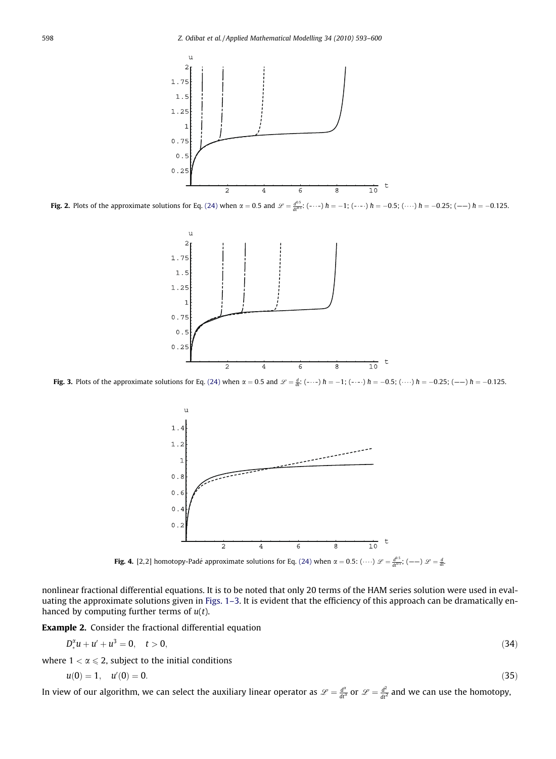**Fig. 2.** Plots of the approximate solutions for Eq. (24) when $\alpha = 0.5$ and $\mathscr{L} = \frac{d^{0.5}}{dt^{0.5}}$: (-···-) $\hbar = -1$; (-·-·) $\hbar = -0.5$; (····) $\hbar = -0.25$; (——) $\hbar = -0.125$.

**Fig. 3.** Plots of the approximate solutions for Eq. (24) when $\alpha = 0.5$ and $\mathscr{L} = \frac{d}{dt}$: (-···-) $\hbar = -1$; (-·-·) $\hbar = -0.5$; (····) $\hbar = -0.25$; (——) $\hbar = -0.125$.

**Fig. 4.** [2,2] homotopy-Padé approximate solutions for Eq. (24) when $\alpha = 0.5$: (····) $\mathscr{L} = \frac{d^{0.5}}{dt^{0.5}}$; (——) $\mathscr{L} = \frac{d}{dt}$.

nonlinear fractional differential equations. It is to be noted that only 20 terms of the HAM series solution were used in evaluating the approximate solutions given in Figs. 1–3. It is evident that the efficiency of this approach can be dramatically enhanced by computing further terms of $u(t)$.

**Example 2.** Consider the fractional differential equation

$$D_*^{\alpha} u + u' + u^3 = 0, \quad t > 0, \tag{34}$$

where $1 < \alpha \leqslant 2$, subject to the initial conditions

$$u(0) = 1, \quad u'(0) = 0. \tag{35}$$

In view of our algorithm, we can select the auxiliary linear operator as $\mathscr{L} = \frac{d^{\alpha}}{dt^{\alpha}}$ or $\mathscr{L} = \frac{d^2}{dt^2}$ and we can use the homotopy,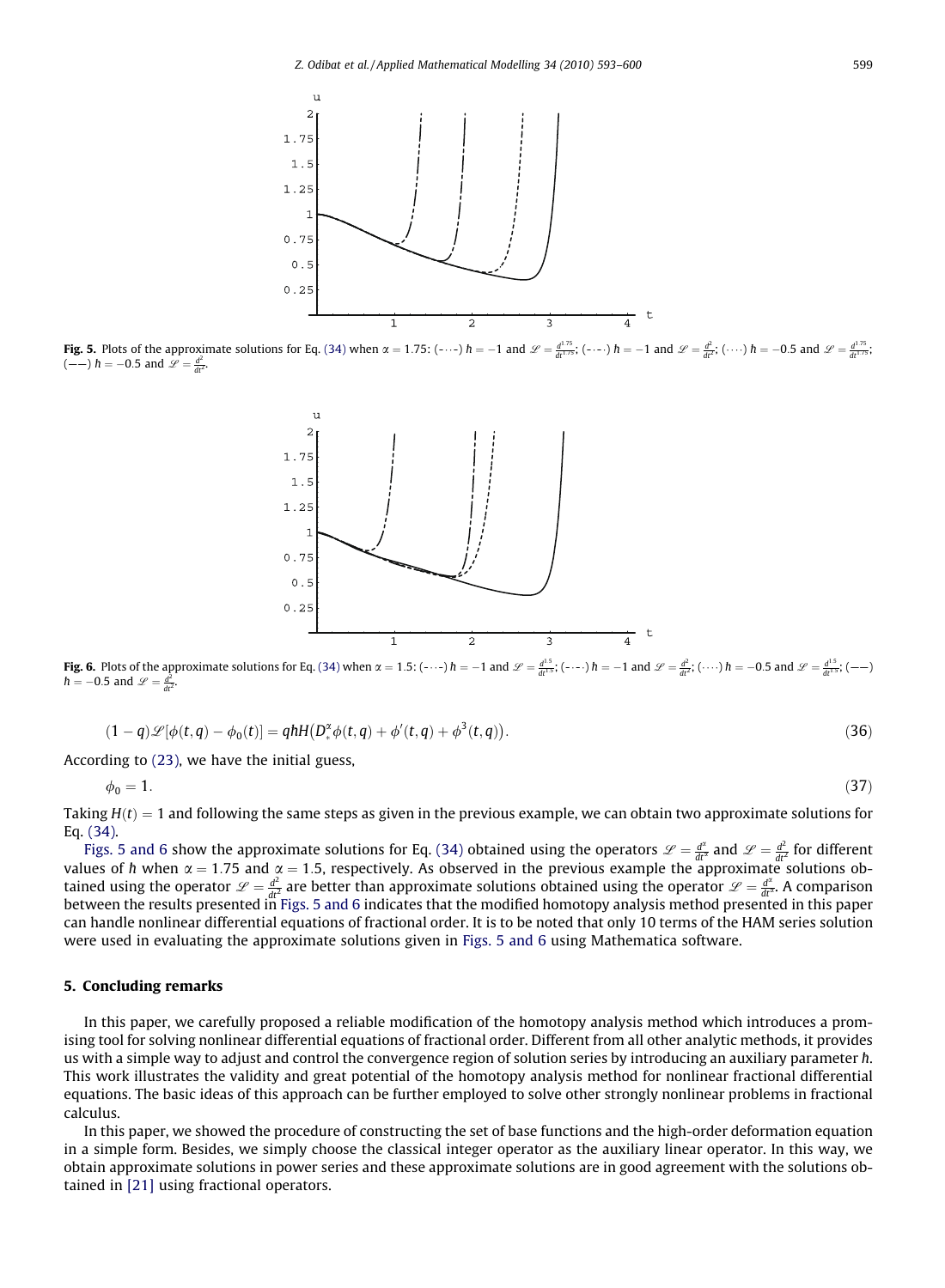Fig. 5. Plots of the approximate solutions for Eq. (34) when $\alpha = 1.75$: (- $\cdots$ -) $\hbar = -1$ and $\mathscr{L} = \frac{d^{1.75}}{dt^{1.75}}$; (- $\cdot$ - $\cdot$) $\hbar = -1$ and $\mathscr{L} = \frac{d^2}{dt^2}$; ($\cdots\cdots$) $\hbar = -0.5$ and $\mathscr{L} = \frac{d^{1.75}}{dt^{1.75}}$; (——) $\hbar = -0.5$ and $\mathscr{L} = \frac{d^2}{dt^2}$.

Fig. 6. Plots of the approximate solutions for Eq. (34) when $\alpha = 1.5$: (- $\cdots$ -) $\hbar = -1$ and $\mathscr{L} = \frac{d^{1.5}}{dt^{1.5}}$; (- $\cdot$ - $\cdot$) $\hbar = -1$ and $\mathscr{L} = \frac{d^2}{dt^2}$; ($\cdots\cdots$) $\hbar = -0.5$ and $\mathscr{L} = \frac{d^{1.5}}{dt^{1.5}}$; (——) $\hbar = -0.5$ and $\mathscr{L} = \frac{d^2}{dt^2}$.

$$(1-q)\mathscr{L}[\phi(t,q) - \phi_0(t)] = q\hbar H\left(D_*^\alpha \phi(t,q) + \phi'(t,q) + \phi^3(t,q)\right). \tag{36}$$

According to (23), we have the initial guess,

$$\phi_0 = 1. \tag{37}$$

Taking $H(t) = 1$ and following the same steps as given in the previous example, we can obtain two approximate solutions for Eq. (34).

Figs. 5 and 6 show the approximate solutions for Eq. (34) obtained using the operators $\mathscr{L} = \frac{d^\alpha}{dt^\alpha}$ and $\mathscr{L} = \frac{d^2}{dt^2}$ for different values of $\hbar$ when $\alpha = 1.75$ and $\alpha = 1.5$, respectively. As observed in the previous example the approximate solutions obtained using the operator $\mathscr{L} = \frac{d^2}{dt^2}$ are better than approximate solutions obtained using the operator $\mathscr{L} = \frac{d^\alpha}{dt^\alpha}$. A comparison between the results presented in Figs. 5 and 6 indicates that the modified homotopy analysis method presented in this paper can handle nonlinear differential equations of fractional order. It is to be noted that only 10 terms of the HAM series solution were used in evaluating the approximate solutions given in Figs. 5 and 6 using Mathematica software.

## 5. Concluding remarks

In this paper, we carefully proposed a reliable modification of the homotopy analysis method which introduces a promising tool for solving nonlinear differential equations of fractional order. Different from all other analytic methods, it provides us with a simple way to adjust and control the convergence region of solution series by introducing an auxiliary parameter $\hbar$. This work illustrates the validity and great potential of the homotopy analysis method for nonlinear fractional differential equations. The basic ideas of this approach can be further employed to solve other strongly nonlinear problems in fractional calculus.

In this paper, we showed the procedure of constructing the set of base functions and the high-order deformation equation in a simple form. Besides, we simply choose the classical integer operator as the auxiliary linear operator. In this way, we obtain approximate solutions in power series and these approximate solutions are in good agreement with the solutions obtained in [21] using fractional operators.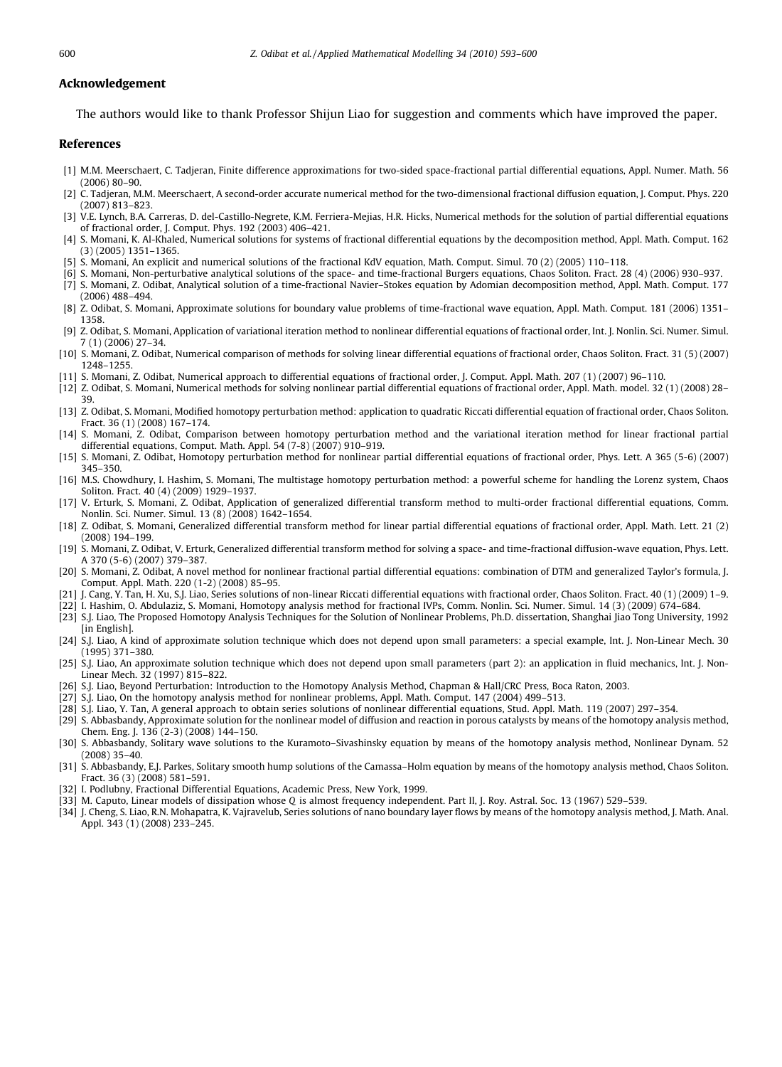## Acknowledgement

The authors would like to thank Professor Shijun Liao for suggestion and comments which have improved the paper.

## References

[1] M.M. Meerschaert, C. Tadjeran, Finite difference approximations for two-sided space-fractional partial differential equations, Appl. Numer. Math. 56 (2006) 80–90.

[2] C. Tadjeran, M.M. Meerschaert, A second-order accurate numerical method for the two-dimensional fractional diffusion equation, J. Comput. Phys. 220 (2007) 813–823.

[3] V.E. Lynch, B.A. Carreras, D. del-Castillo-Negrete, K.M. Ferriera-Mejias, H.R. Hicks, Numerical methods for the solution of partial differential equations of fractional order, J. Comput. Phys. 192 (2003) 406–421.

[4] S. Momani, K. Al-Khaled, Numerical solutions for systems of fractional differential equations by the decomposition method, Appl. Math. Comput. 162 (3) (2005) 1351–1365.

[5] S. Momani, An explicit and numerical solutions of the fractional KdV equation, Math. Comput. Simul. 70 (2) (2005) 110–118.

[6] S. Momani, Non-perturbative analytical solutions of the space- and time-fractional Burgers equations, Chaos Soliton. Fract. 28 (4) (2006) 930–937.

[7] S. Momani, Z. Odibat, Analytical solution of a time-fractional Navier–Stokes equation by Adomian decomposition method, Appl. Math. Comput. 177 (2006) 488–494.

[8] Z. Odibat, S. Momani, Approximate solutions for boundary value problems of time-fractional wave equation, Appl. Math. Comput. 181 (2006) 1351–1358.

[9] Z. Odibat, S. Momani, Application of variational iteration method to nonlinear differential equations of fractional order, Int. J. Nonlin. Sci. Numer. Simul. 7 (1) (2006) 27–34.

[10] S. Momani, Z. Odibat, Numerical comparison of methods for solving linear differential equations of fractional order, Chaos Soliton. Fract. 31 (5) (2007) 1248–1255.

[11] S. Momani, Z. Odibat, Numerical approach to differential equations of fractional order, J. Comput. Appl. Math. 207 (1) (2007) 96–110.

[12] Z. Odibat, S. Momani, Numerical methods for solving nonlinear partial differential equations of fractional order, Appl. Math. model. 32 (1) (2008) 28–39.

[13] Z. Odibat, S. Momani, Modified homotopy perturbation method: application to quadratic Riccati differential equation of fractional order, Chaos Soliton. Fract. 36 (1) (2008) 167–174.

[14] S. Momani, Z. Odibat, Comparison between homotopy perturbation method and the variational iteration method for linear fractional partial differential equations, Comput. Math. Appl. 54 (7-8) (2007) 910–919.

[15] S. Momani, Z. Odibat, Homotopy perturbation method for nonlinear partial differential equations of fractional order, Phys. Lett. A 365 (5-6) (2007) 345–350.

[16] M.S. Chowdhury, I. Hashim, S. Momani, The multistage homotopy perturbation method: a powerful scheme for handling the Lorenz system, Chaos Soliton. Fract. 40 (4) (2009) 1929–1937.

[17] V. Erturk, S. Momani, Z. Odibat, Application of generalized differential transform method to multi-order fractional differential equations, Comm. Nonlin. Sci. Numer. Simul. 13 (8) (2008) 1642–1654.

[18] Z. Odibat, S. Momani, Generalized differential transform method for linear partial differential equations of fractional order, Appl. Math. Lett. 21 (2) (2008) 194–199.

[19] S. Momani, Z. Odibat, V. Erturk, Generalized differential transform method for solving a space- and time-fractional diffusion-wave equation, Phys. Lett. A 370 (5-6) (2007) 379–387.

[20] S. Momani, Z. Odibat, A novel method for nonlinear fractional partial differential equations: combination of DTM and generalized Taylor's formula, J. Comput. Appl. Math. 220 (1-2) (2008) 85–95.

[21] J. Cang, Y. Tan, H. Xu, S.J. Liao, Series solutions of non-linear Riccati differential equations with fractional order, Chaos Soliton. Fract. 40 (1) (2009) 1–9.

[22] I. Hashim, O. Abdulaziz, S. Momani, Homotopy analysis method for fractional IVPs, Comm. Nonlin. Sci. Numer. Simul. 14 (3) (2009) 674–684.

[23] S.J. Liao, The Proposed Homotopy Analysis Techniques for the Solution of Nonlinear Problems, Ph.D. dissertation, Shanghai Jiao Tong University, 1992 [in English].

[24] S.J. Liao, A kind of approximate solution technique which does not depend upon small parameters: a special example, Int. J. Non-Linear Mech. 30 (1995) 371–380.

[25] S.J. Liao, An approximate solution technique which does not depend upon small parameters (part 2): an application in fluid mechanics, Int. J. Non-Linear Mech. 32 (1997) 815–822.

[26] S.J. Liao, Beyond Perturbation: Introduction to the Homotopy Analysis Method, Chapman & Hall/CRC Press, Boca Raton, 2003.

[27] S.J. Liao, On the homotopy analysis method for nonlinear problems, Appl. Math. Comput. 147 (2004) 499–513.

[28] S.J. Liao, Y. Tan, A general approach to obtain series solutions of nonlinear differential equations, Stud. Appl. Math. 119 (2007) 297–354.

[29] S. Abbasbandy, Approximate solution for the nonlinear model of diffusion and reaction in porous catalysts by means of the homotopy analysis method, Chem. Eng. J. 136 (2-3) (2008) 144–150.

[30] S. Abbasbandy, Solitary wave solutions to the Kuramoto–Sivashinsky equation by means of the homotopy analysis method, Nonlinear Dynam. 52 (2008) 35–40.

[31] S. Abbasbandy, E.J. Parkes, Solitary smooth hump solutions of the Camassa–Holm equation by means of the homotopy analysis method, Chaos Soliton. Fract. 36 (3) (2008) 581–591.

[32] I. Podlubny, Fractional Differential Equations, Academic Press, New York, 1999.

[33] M. Caputo, Linear models of dissipation whose *Q* is almost frequency independent. Part II, J. Roy. Astral. Soc. 13 (1967) 529–539.

[34] J. Cheng, S. Liao, R.N. Mohapatra, K. Vajravelub, Series solutions of nano boundary layer flows by means of the homotopy analysis method, J. Math. Anal. Appl. 343 (1) (2008) 233–245.